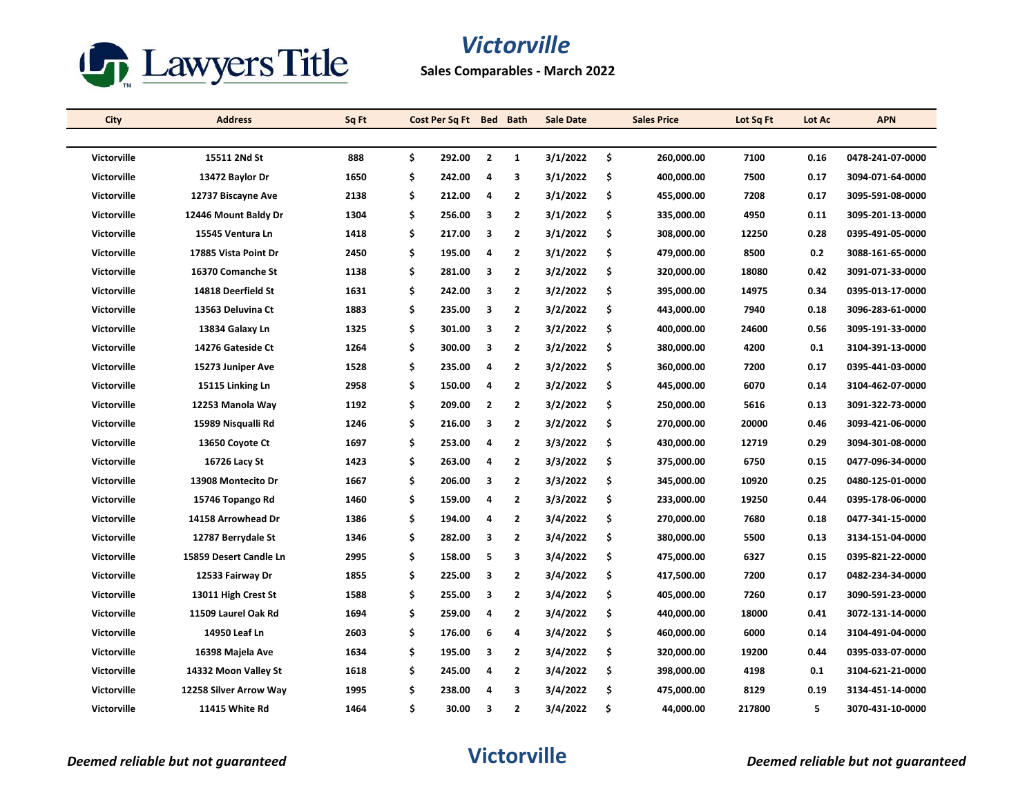Lawyers Title

# Victorville

**Sales Comparables - March 2022**

| City | Address | Sq Ft | Cost Per Sq Ft | Bed | Bath | Sale Date | Sales Price | Lot Sq Ft | Lot Ac | APN |
|---|---|---|---|---|---|---|---|---|---|---|
| Victorville | 15511 2Nd St | 888 | $ 292.00 | 2 | 1 | 3/1/2022 | $ 260,000.00 | 7100 | 0.16 | 0478-241-07-0000 |
| Victorville | 13472 Baylor Dr | 1650 | $ 242.00 | 4 | 3 | 3/1/2022 | $ 400,000.00 | 7500 | 0.17 | 3094-071-64-0000 |
| Victorville | 12737 Biscayne Ave | 2138 | $ 212.00 | 4 | 2 | 3/1/2022 | $ 455,000.00 | 7208 | 0.17 | 3095-591-08-0000 |
| Victorville | 12446 Mount Baldy Dr | 1304 | $ 256.00 | 3 | 2 | 3/1/2022 | $ 335,000.00 | 4950 | 0.11 | 3095-201-13-0000 |
| Victorville | 15545 Ventura Ln | 1418 | $ 217.00 | 3 | 2 | 3/1/2022 | $ 308,000.00 | 12250 | 0.28 | 0395-491-05-0000 |
| Victorville | 17885 Vista Point Dr | 2450 | $ 195.00 | 4 | 2 | 3/1/2022 | $ 479,000.00 | 8500 | 0.2 | 3088-161-65-0000 |
| Victorville | 16370 Comanche St | 1138 | $ 281.00 | 3 | 2 | 3/2/2022 | $ 320,000.00 | 18080 | 0.42 | 3091-071-33-0000 |
| Victorville | 14818 Deerfield St | 1631 | $ 242.00 | 3 | 2 | 3/2/2022 | $ 395,000.00 | 14975 | 0.34 | 0395-013-17-0000 |
| Victorville | 13563 Deluvina Ct | 1883 | $ 235.00 | 3 | 2 | 3/2/2022 | $ 443,000.00 | 7940 | 0.18 | 3096-283-61-0000 |
| Victorville | 13834 Galaxy Ln | 1325 | $ 301.00 | 3 | 2 | 3/2/2022 | $ 400,000.00 | 24600 | 0.56 | 3095-191-33-0000 |
| Victorville | 14276 Gateside Ct | 1264 | $ 300.00 | 3 | 2 | 3/2/2022 | $ 380,000.00 | 4200 | 0.1 | 3104-391-13-0000 |
| Victorville | 15273 Juniper Ave | 1528 | $ 235.00 | 4 | 2 | 3/2/2022 | $ 360,000.00 | 7200 | 0.17 | 0395-441-03-0000 |
| Victorville | 15115 Linking Ln | 2958 | $ 150.00 | 4 | 2 | 3/2/2022 | $ 445,000.00 | 6070 | 0.14 | 3104-462-07-0000 |
| Victorville | 12253 Manola Way | 1192 | $ 209.00 | 2 | 2 | 3/2/2022 | $ 250,000.00 | 5616 | 0.13 | 3091-322-73-0000 |
| Victorville | 15989 Nisqualli Rd | 1246 | $ 216.00 | 3 | 2 | 3/2/2022 | $ 270,000.00 | 20000 | 0.46 | 3093-421-06-0000 |
| Victorville | 13650 Coyote Ct | 1697 | $ 253.00 | 4 | 2 | 3/3/2022 | $ 430,000.00 | 12719 | 0.29 | 3094-301-08-0000 |
| Victorville | 16726 Lacy St | 1423 | $ 263.00 | 4 | 2 | 3/3/2022 | $ 375,000.00 | 6750 | 0.15 | 0477-096-34-0000 |
| Victorville | 13908 Montecito Dr | 1667 | $ 206.00 | 3 | 2 | 3/3/2022 | $ 345,000.00 | 10920 | 0.25 | 0480-125-01-0000 |
| Victorville | 15746 Topango Rd | 1460 | $ 159.00 | 4 | 2 | 3/3/2022 | $ 233,000.00 | 19250 | 0.44 | 0395-178-06-0000 |
| Victorville | 14158 Arrowhead Dr | 1386 | $ 194.00 | 4 | 2 | 3/4/2022 | $ 270,000.00 | 7680 | 0.18 | 0477-341-15-0000 |
| Victorville | 12787 Berrydale St | 1346 | $ 282.00 | 3 | 2 | 3/4/2022 | $ 380,000.00 | 5500 | 0.13 | 3134-151-04-0000 |
| Victorville | 15859 Desert Candle Ln | 2995 | $ 158.00 | 5 | 3 | 3/4/2022 | $ 475,000.00 | 6327 | 0.15 | 0395-821-22-0000 |
| Victorville | 12533 Fairway Dr | 1855 | $ 225.00 | 3 | 2 | 3/4/2022 | $ 417,500.00 | 7200 | 0.17 | 0482-234-34-0000 |
| Victorville | 13011 High Crest St | 1588 | $ 255.00 | 3 | 2 | 3/4/2022 | $ 405,000.00 | 7260 | 0.17 | 3090-591-23-0000 |
| Victorville | 11509 Laurel Oak Rd | 1694 | $ 259.00 | 4 | 2 | 3/4/2022 | $ 440,000.00 | 18000 | 0.41 | 3072-131-14-0000 |
| Victorville | 14950 Leaf Ln | 2603 | $ 176.00 | 6 | 4 | 3/4/2022 | $ 460,000.00 | 6000 | 0.14 | 3104-491-04-0000 |
| Victorville | 16398 Majela Ave | 1634 | $ 195.00 | 3 | 2 | 3/4/2022 | $ 320,000.00 | 19200 | 0.44 | 0395-033-07-0000 |
| Victorville | 14332 Moon Valley St | 1618 | $ 245.00 | 4 | 2 | 3/4/2022 | $ 398,000.00 | 4198 | 0.1 | 3104-621-21-0000 |
| Victorville | 12258 Silver Arrow Way | 1995 | $ 238.00 | 4 | 3 | 3/4/2022 | $ 475,000.00 | 8129 | 0.19 | 3134-451-14-0000 |
| Victorville | 11415 White Rd | 1464 | $ 30.00 | 3 | 2 | 3/4/2022 | $ 44,000.00 | 217800 | 5 | 3070-431-10-0000 |

*Deemed reliable but not guaranteed*

**Victorville**

*Deemed reliable but not guaranteed*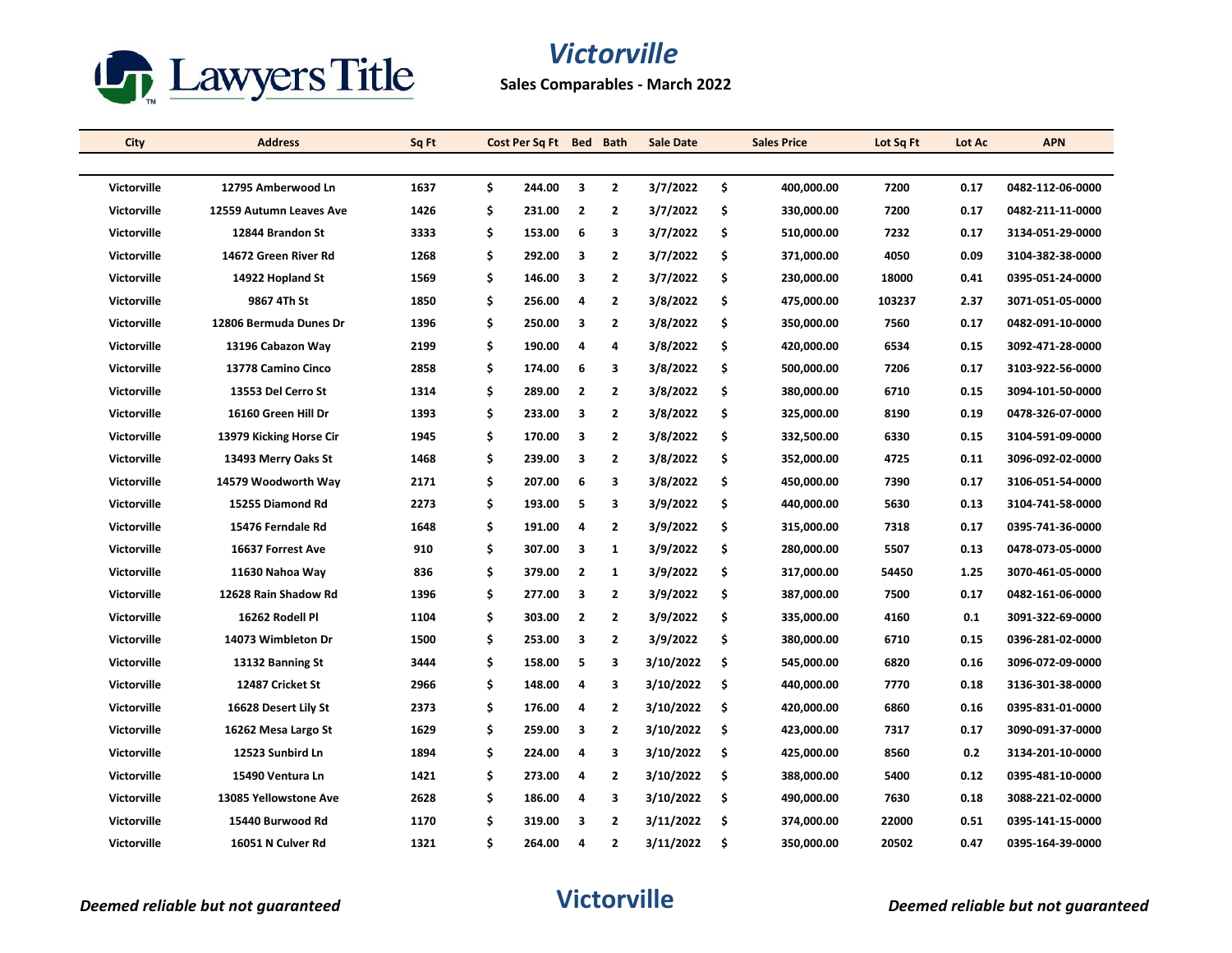# Victorville

**Sales Comparables - March 2022**

| City | Address | Sq Ft | Cost Per Sq Ft | Bed | Bath | Sale Date | Sales Price | Lot Sq Ft | Lot Ac | APN |
|---|---|---|---|---|---|---|---|---|---|---|
| Victorville | 12795 Amberwood Ln | 1637 | $ 244.00 | 3 | 2 | 3/7/2022 | $ 400,000.00 | 7200 | 0.17 | 0482-112-06-0000 |
| Victorville | 12559 Autumn Leaves Ave | 1426 | $ 231.00 | 2 | 2 | 3/7/2022 | $ 330,000.00 | 7200 | 0.17 | 0482-211-11-0000 |
| Victorville | 12844 Brandon St | 3333 | $ 153.00 | 6 | 3 | 3/7/2022 | $ 510,000.00 | 7232 | 0.17 | 3134-051-29-0000 |
| Victorville | 14672 Green River Rd | 1268 | $ 292.00 | 3 | 2 | 3/7/2022 | $ 371,000.00 | 4050 | 0.09 | 3104-382-38-0000 |
| Victorville | 14922 Hopland St | 1569 | $ 146.00 | 3 | 2 | 3/7/2022 | $ 230,000.00 | 18000 | 0.41 | 0395-051-24-0000 |
| Victorville | 9867 4Th St | 1850 | $ 256.00 | 4 | 2 | 3/8/2022 | $ 475,000.00 | 103237 | 2.37 | 3071-051-05-0000 |
| Victorville | 12806 Bermuda Dunes Dr | 1396 | $ 250.00 | 3 | 2 | 3/8/2022 | $ 350,000.00 | 7560 | 0.17 | 0482-091-10-0000 |
| Victorville | 13196 Cabazon Way | 2199 | $ 190.00 | 4 | 4 | 3/8/2022 | $ 420,000.00 | 6534 | 0.15 | 3092-471-28-0000 |
| Victorville | 13778 Camino Cinco | 2858 | $ 174.00 | 6 | 3 | 3/8/2022 | $ 500,000.00 | 7206 | 0.17 | 3103-922-56-0000 |
| Victorville | 13553 Del Cerro St | 1314 | $ 289.00 | 2 | 2 | 3/8/2022 | $ 380,000.00 | 6710 | 0.15 | 3094-101-50-0000 |
| Victorville | 16160 Green Hill Dr | 1393 | $ 233.00 | 3 | 2 | 3/8/2022 | $ 325,000.00 | 8190 | 0.19 | 0478-326-07-0000 |
| Victorville | 13979 Kicking Horse Cir | 1945 | $ 170.00 | 3 | 2 | 3/8/2022 | $ 332,500.00 | 6330 | 0.15 | 3104-591-09-0000 |
| Victorville | 13493 Merry Oaks St | 1468 | $ 239.00 | 3 | 2 | 3/8/2022 | $ 352,000.00 | 4725 | 0.11 | 3096-092-02-0000 |
| Victorville | 14579 Woodworth Way | 2171 | $ 207.00 | 6 | 3 | 3/8/2022 | $ 450,000.00 | 7390 | 0.17 | 3106-051-54-0000 |
| Victorville | 15255 Diamond Rd | 2273 | $ 193.00 | 5 | 3 | 3/9/2022 | $ 440,000.00 | 5630 | 0.13 | 3104-741-58-0000 |
| Victorville | 15476 Ferndale Rd | 1648 | $ 191.00 | 4 | 2 | 3/9/2022 | $ 315,000.00 | 7318 | 0.17 | 0395-741-36-0000 |
| Victorville | 16637 Forrest Ave | 910 | $ 307.00 | 3 | 1 | 3/9/2022 | $ 280,000.00 | 5507 | 0.13 | 0478-073-05-0000 |
| Victorville | 11630 Nahoa Way | 836 | $ 379.00 | 2 | 1 | 3/9/2022 | $ 317,000.00 | 54450 | 1.25 | 3070-461-05-0000 |
| Victorville | 12628 Rain Shadow Rd | 1396 | $ 277.00 | 3 | 2 | 3/9/2022 | $ 387,000.00 | 7500 | 0.17 | 0482-161-06-0000 |
| Victorville | 16262 Rodell Pl | 1104 | $ 303.00 | 2 | 2 | 3/9/2022 | $ 335,000.00 | 4160 | 0.1 | 3091-322-69-0000 |
| Victorville | 14073 Wimbleton Dr | 1500 | $ 253.00 | 3 | 2 | 3/9/2022 | $ 380,000.00 | 6710 | 0.15 | 0396-281-02-0000 |
| Victorville | 13132 Banning St | 3444 | $ 158.00 | 5 | 3 | 3/10/2022 | $ 545,000.00 | 6820 | 0.16 | 3096-072-09-0000 |
| Victorville | 12487 Cricket St | 2966 | $ 148.00 | 4 | 3 | 3/10/2022 | $ 440,000.00 | 7770 | 0.18 | 3136-301-38-0000 |
| Victorville | 16628 Desert Lily St | 2373 | $ 176.00 | 4 | 2 | 3/10/2022 | $ 420,000.00 | 6860 | 0.16 | 0395-831-01-0000 |
| Victorville | 16262 Mesa Largo St | 1629 | $ 259.00 | 3 | 2 | 3/10/2022 | $ 423,000.00 | 7317 | 0.17 | 3090-091-37-0000 |
| Victorville | 12523 Sunbird Ln | 1894 | $ 224.00 | 4 | 3 | 3/10/2022 | $ 425,000.00 | 8560 | 0.2 | 3134-201-10-0000 |
| Victorville | 15490 Ventura Ln | 1421 | $ 273.00 | 4 | 2 | 3/10/2022 | $ 388,000.00 | 5400 | 0.12 | 0395-481-10-0000 |
| Victorville | 13085 Yellowstone Ave | 2628 | $ 186.00 | 4 | 3 | 3/10/2022 | $ 490,000.00 | 7630 | 0.18 | 3088-221-02-0000 |
| Victorville | 15440 Burwood Rd | 1170 | $ 319.00 | 3 | 2 | 3/11/2022 | $ 374,000.00 | 22000 | 0.51 | 0395-141-15-0000 |
| Victorville | 16051 N Culver Rd | 1321 | $ 264.00 | 4 | 2 | 3/11/2022 | $ 350,000.00 | 20502 | 0.47 | 0395-164-39-0000 |

*Deemed reliable but not guaranteed*

**Victorville**

*Deemed reliable but not guaranteed*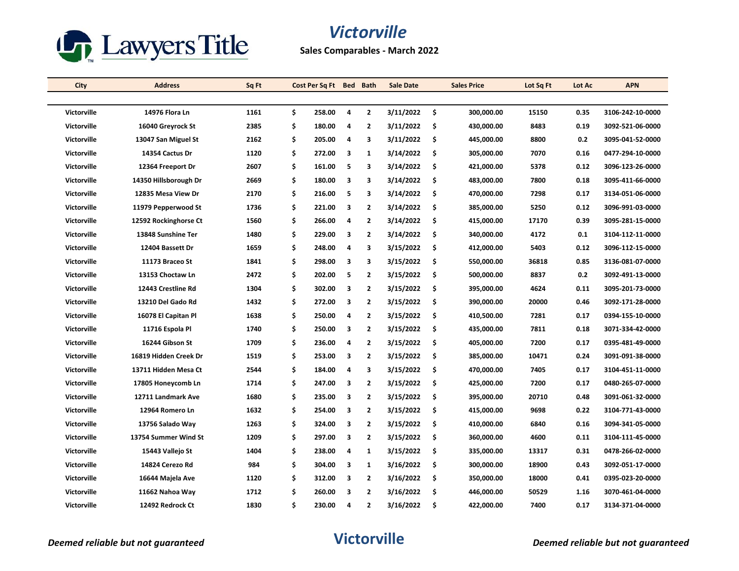# Victorville

**Sales Comparables - March 2022**

| City | Address | Sq Ft | Cost Per Sq Ft | Bed | Bath | Sale Date | Sales Price | Lot Sq Ft | Lot Ac | APN |
|---|---|---|---|---|---|---|---|---|---|---|
| Victorville | 14976 Flora Ln | 1161 | $ 258.00 | 4 | 2 | 3/11/2022 | $ 300,000.00 | 15150 | 0.35 | 3106-242-10-0000 |
| Victorville | 16040 Greyrock St | 2385 | $ 180.00 | 4 | 2 | 3/11/2022 | $ 430,000.00 | 8483 | 0.19 | 3092-521-06-0000 |
| Victorville | 13047 San Miguel St | 2162 | $ 205.00 | 4 | 3 | 3/11/2022 | $ 445,000.00 | 8800 | 0.2 | 3095-041-52-0000 |
| Victorville | 14354 Cactus Dr | 1120 | $ 272.00 | 3 | 1 | 3/14/2022 | $ 305,000.00 | 7070 | 0.16 | 0477-294-10-0000 |
| Victorville | 12364 Freeport Dr | 2607 | $ 161.00 | 5 | 3 | 3/14/2022 | $ 421,000.00 | 5378 | 0.12 | 3096-123-26-0000 |
| Victorville | 14350 Hillsborough Dr | 2669 | $ 180.00 | 3 | 3 | 3/14/2022 | $ 483,000.00 | 7800 | 0.18 | 3095-411-66-0000 |
| Victorville | 12835 Mesa View Dr | 2170 | $ 216.00 | 5 | 3 | 3/14/2022 | $ 470,000.00 | 7298 | 0.17 | 3134-051-06-0000 |
| Victorville | 11979 Pepperwood St | 1736 | $ 221.00 | 3 | 2 | 3/14/2022 | $ 385,000.00 | 5250 | 0.12 | 3096-991-03-0000 |
| Victorville | 12592 Rockinghorse Ct | 1560 | $ 266.00 | 4 | 2 | 3/14/2022 | $ 415,000.00 | 17170 | 0.39 | 3095-281-15-0000 |
| Victorville | 13848 Sunshine Ter | 1480 | $ 229.00 | 3 | 2 | 3/14/2022 | $ 340,000.00 | 4172 | 0.1 | 3104-112-11-0000 |
| Victorville | 12404 Bassett Dr | 1659 | $ 248.00 | 4 | 3 | 3/15/2022 | $ 412,000.00 | 5403 | 0.12 | 3096-112-15-0000 |
| Victorville | 11173 Braceo St | 1841 | $ 298.00 | 3 | 3 | 3/15/2022 | $ 550,000.00 | 36818 | 0.85 | 3136-081-07-0000 |
| Victorville | 13153 Choctaw Ln | 2472 | $ 202.00 | 5 | 2 | 3/15/2022 | $ 500,000.00 | 8837 | 0.2 | 3092-491-13-0000 |
| Victorville | 12443 Crestline Rd | 1304 | $ 302.00 | 3 | 2 | 3/15/2022 | $ 395,000.00 | 4624 | 0.11 | 3095-201-73-0000 |
| Victorville | 13210 Del Gado Rd | 1432 | $ 272.00 | 3 | 2 | 3/15/2022 | $ 390,000.00 | 20000 | 0.46 | 3092-171-28-0000 |
| Victorville | 16078 El Capitan Pl | 1638 | $ 250.00 | 4 | 2 | 3/15/2022 | $ 410,500.00 | 7281 | 0.17 | 0394-155-10-0000 |
| Victorville | 11716 Espola Pl | 1740 | $ 250.00 | 3 | 2 | 3/15/2022 | $ 435,000.00 | 7811 | 0.18 | 3071-334-42-0000 |
| Victorville | 16244 Gibson St | 1709 | $ 236.00 | 4 | 2 | 3/15/2022 | $ 405,000.00 | 7200 | 0.17 | 0395-481-49-0000 |
| Victorville | 16819 Hidden Creek Dr | 1519 | $ 253.00 | 3 | 2 | 3/15/2022 | $ 385,000.00 | 10471 | 0.24 | 3091-091-38-0000 |
| Victorville | 13711 Hidden Mesa Ct | 2544 | $ 184.00 | 4 | 3 | 3/15/2022 | $ 470,000.00 | 7405 | 0.17 | 3104-451-11-0000 |
| Victorville | 17805 Honeycomb Ln | 1714 | $ 247.00 | 3 | 2 | 3/15/2022 | $ 425,000.00 | 7200 | 0.17 | 0480-265-07-0000 |
| Victorville | 12711 Landmark Ave | 1680 | $ 235.00 | 3 | 2 | 3/15/2022 | $ 395,000.00 | 20710 | 0.48 | 3091-061-32-0000 |
| Victorville | 12964 Romero Ln | 1632 | $ 254.00 | 3 | 2 | 3/15/2022 | $ 415,000.00 | 9698 | 0.22 | 3104-771-43-0000 |
| Victorville | 13756 Salado Way | 1263 | $ 324.00 | 3 | 2 | 3/15/2022 | $ 410,000.00 | 6840 | 0.16 | 3094-341-05-0000 |
| Victorville | 13754 Summer Wind St | 1209 | $ 297.00 | 3 | 2 | 3/15/2022 | $ 360,000.00 | 4600 | 0.11 | 3104-111-45-0000 |
| Victorville | 15443 Vallejo St | 1404 | $ 238.00 | 4 | 1 | 3/15/2022 | $ 335,000.00 | 13317 | 0.31 | 0478-266-02-0000 |
| Victorville | 14824 Cerezo Rd | 984 | $ 304.00 | 3 | 1 | 3/16/2022 | $ 300,000.00 | 18900 | 0.43 | 3092-051-17-0000 |
| Victorville | 16644 Majela Ave | 1120 | $ 312.00 | 3 | 2 | 3/16/2022 | $ 350,000.00 | 18000 | 0.41 | 0395-023-20-0000 |
| Victorville | 11662 Nahoa Way | 1712 | $ 260.00 | 3 | 2 | 3/16/2022 | $ 446,000.00 | 50529 | 1.16 | 3070-461-04-0000 |
| Victorville | 12492 Redrock Ct | 1830 | $ 230.00 | 4 | 2 | 3/16/2022 | $ 422,000.00 | 7400 | 0.17 | 3134-371-04-0000 |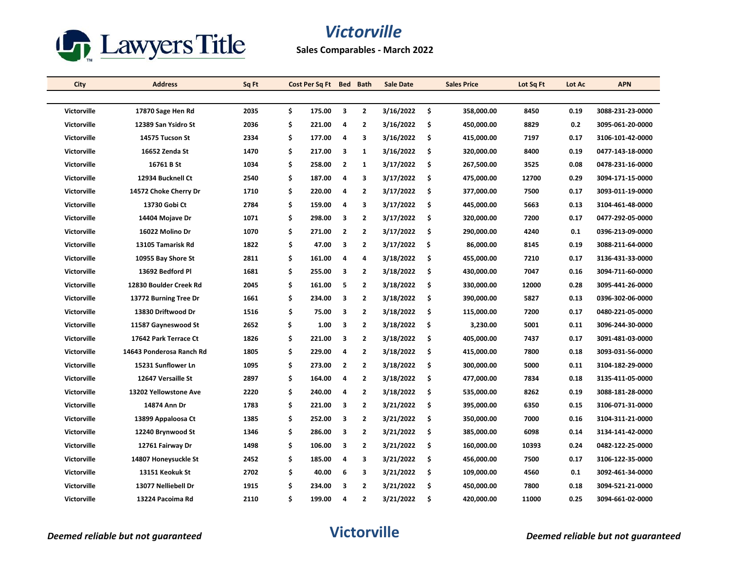# Victorville

**Sales Comparables - March 2022**

| City | Address | Sq Ft | Cost Per Sq Ft | Bed | Bath | Sale Date | Sales Price | Lot Sq Ft | Lot Ac | APN |
|---|---|---|---|---|---|---|---|---|---|---|
| Victorville | 17870 Sage Hen Rd | 2035 | $ 175.00 | 3 | 2 | 3/16/2022 | $ 358,000.00 | 8450 | 0.19 | 3088-231-23-0000 |
| Victorville | 12389 San Ysidro St | 2036 | $ 221.00 | 4 | 2 | 3/16/2022 | $ 450,000.00 | 8829 | 0.2 | 3095-061-20-0000 |
| Victorville | 14575 Tucson St | 2334 | $ 177.00 | 4 | 3 | 3/16/2022 | $ 415,000.00 | 7197 | 0.17 | 3106-101-42-0000 |
| Victorville | 16652 Zenda St | 1470 | $ 217.00 | 3 | 1 | 3/16/2022 | $ 320,000.00 | 8400 | 0.19 | 0477-143-18-0000 |
| Victorville | 16761 B St | 1034 | $ 258.00 | 2 | 1 | 3/17/2022 | $ 267,500.00 | 3525 | 0.08 | 0478-231-16-0000 |
| Victorville | 12934 Bucknell Ct | 2540 | $ 187.00 | 4 | 3 | 3/17/2022 | $ 475,000.00 | 12700 | 0.29 | 3094-171-15-0000 |
| Victorville | 14572 Choke Cherry Dr | 1710 | $ 220.00 | 4 | 2 | 3/17/2022 | $ 377,000.00 | 7500 | 0.17 | 3093-011-19-0000 |
| Victorville | 13730 Gobi Ct | 2784 | $ 159.00 | 4 | 3 | 3/17/2022 | $ 445,000.00 | 5663 | 0.13 | 3104-461-48-0000 |
| Victorville | 14404 Mojave Dr | 1071 | $ 298.00 | 3 | 2 | 3/17/2022 | $ 320,000.00 | 7200 | 0.17 | 0477-292-05-0000 |
| Victorville | 16022 Molino Dr | 1070 | $ 271.00 | 2 | 2 | 3/17/2022 | $ 290,000.00 | 4240 | 0.1 | 0396-213-09-0000 |
| Victorville | 13105 Tamarisk Rd | 1822 | $ 47.00 | 3 | 2 | 3/17/2022 | $ 86,000.00 | 8145 | 0.19 | 3088-211-64-0000 |
| Victorville | 10955 Bay Shore St | 2811 | $ 161.00 | 4 | 4 | 3/18/2022 | $ 455,000.00 | 7210 | 0.17 | 3136-431-33-0000 |
| Victorville | 13692 Bedford Pl | 1681 | $ 255.00 | 3 | 2 | 3/18/2022 | $ 430,000.00 | 7047 | 0.16 | 3094-711-60-0000 |
| Victorville | 12830 Boulder Creek Rd | 2045 | $ 161.00 | 5 | 2 | 3/18/2022 | $ 330,000.00 | 12000 | 0.28 | 3095-441-26-0000 |
| Victorville | 13772 Burning Tree Dr | 1661 | $ 234.00 | 3 | 2 | 3/18/2022 | $ 390,000.00 | 5827 | 0.13 | 0396-302-06-0000 |
| Victorville | 13830 Driftwood Dr | 1516 | $ 75.00 | 3 | 2 | 3/18/2022 | $ 115,000.00 | 7200 | 0.17 | 0480-221-05-0000 |
| Victorville | 11587 Gayneswood St | 2652 | $ 1.00 | 3 | 2 | 3/18/2022 | $ 3,230.00 | 5001 | 0.11 | 3096-244-30-0000 |
| Victorville | 17642 Park Terrace Ct | 1826 | $ 221.00 | 3 | 2 | 3/18/2022 | $ 405,000.00 | 7437 | 0.17 | 3091-481-03-0000 |
| Victorville | 14643 Ponderosa Ranch Rd | 1805 | $ 229.00 | 4 | 2 | 3/18/2022 | $ 415,000.00 | 7800 | 0.18 | 3093-031-56-0000 |
| Victorville | 15231 Sunflower Ln | 1095 | $ 273.00 | 2 | 2 | 3/18/2022 | $ 300,000.00 | 5000 | 0.11 | 3104-182-29-0000 |
| Victorville | 12647 Versaille St | 2897 | $ 164.00 | 4 | 2 | 3/18/2022 | $ 477,000.00 | 7834 | 0.18 | 3135-411-05-0000 |
| Victorville | 13202 Yellowstone Ave | 2220 | $ 240.00 | 4 | 2 | 3/18/2022 | $ 535,000.00 | 8262 | 0.19 | 3088-181-28-0000 |
| Victorville | 14874 Ann Dr | 1783 | $ 221.00 | 3 | 2 | 3/21/2022 | $ 395,000.00 | 6350 | 0.15 | 3106-071-31-0000 |
| Victorville | 13899 Appaloosa Ct | 1385 | $ 252.00 | 3 | 2 | 3/21/2022 | $ 350,000.00 | 7000 | 0.16 | 3104-311-21-0000 |
| Victorville | 12240 Brynwood St | 1346 | $ 286.00 | 3 | 2 | 3/21/2022 | $ 385,000.00 | 6098 | 0.14 | 3134-141-42-0000 |
| Victorville | 12761 Fairway Dr | 1498 | $ 106.00 | 3 | 2 | 3/21/2022 | $ 160,000.00 | 10393 | 0.24 | 0482-122-25-0000 |
| Victorville | 14807 Honeysuckle St | 2452 | $ 185.00 | 4 | 3 | 3/21/2022 | $ 456,000.00 | 7500 | 0.17 | 3106-122-35-0000 |
| Victorville | 13151 Keokuk St | 2702 | $ 40.00 | 6 | 3 | 3/21/2022 | $ 109,000.00 | 4560 | 0.1 | 3092-461-34-0000 |
| Victorville | 13077 Nelliebell Dr | 1915 | $ 234.00 | 3 | 2 | 3/21/2022 | $ 450,000.00 | 7800 | 0.18 | 3094-521-21-0000 |
| Victorville | 13224 Pacoima Rd | 2110 | $ 199.00 | 4 | 2 | 3/21/2022 | $ 420,000.00 | 11000 | 0.25 | 3094-661-02-0000 |

*Deemed reliable but not guaranteed*

**Victorville**

*Deemed reliable but not guaranteed*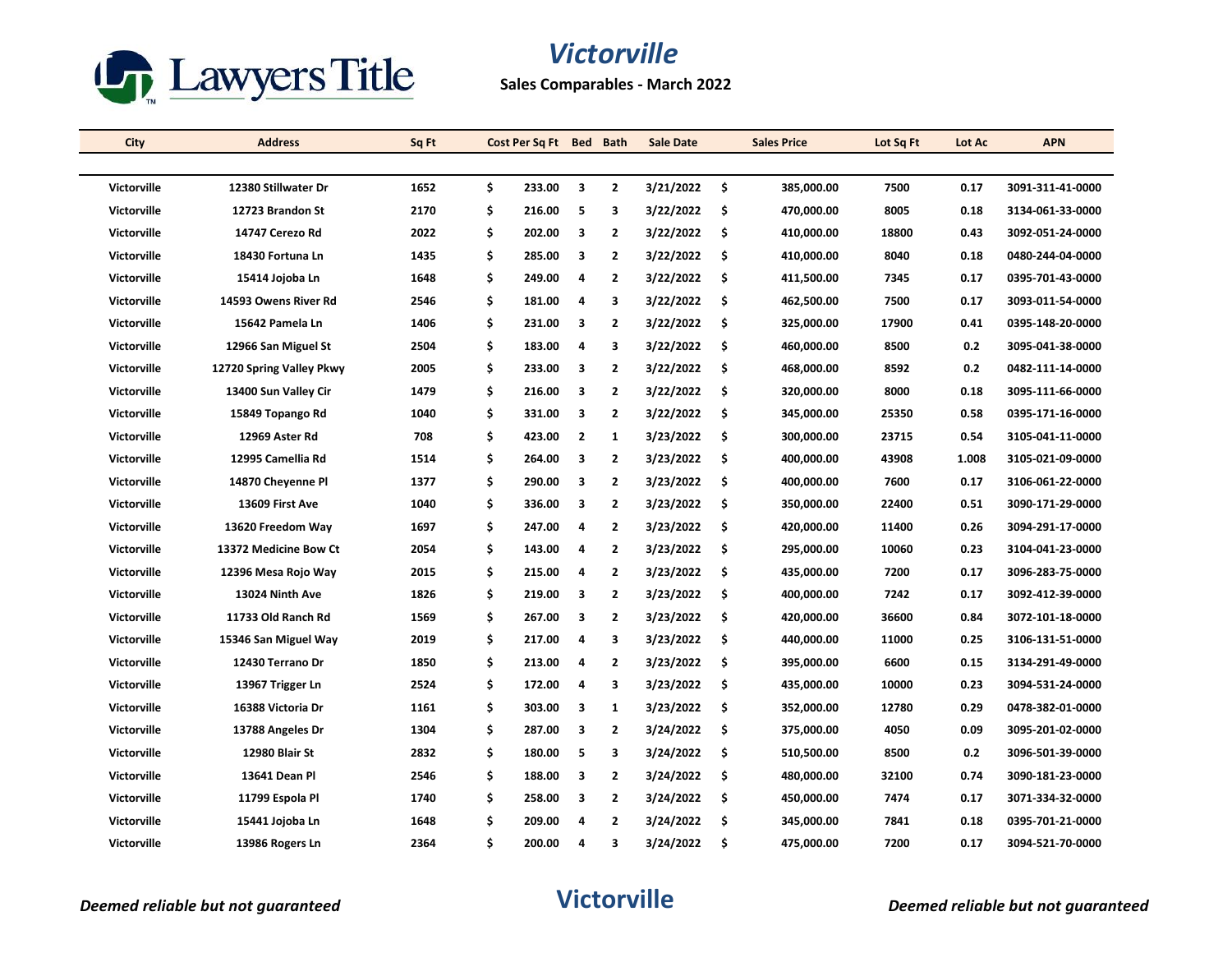# Victorville

**Sales Comparables - March 2022**

| City | Address | Sq Ft | Cost Per Sq Ft | Bed | Bath | Sale Date | Sales Price | Lot Sq Ft | Lot Ac | APN |
|---|---|---|---|---|---|---|---|---|---|---|
| Victorville | 12380 Stillwater Dr | 1652 | $ 233.00 | 3 | 2 | 3/21/2022 | $ 385,000.00 | 7500 | 0.17 | 3091-311-41-0000 |
| Victorville | 12723 Brandon St | 2170 | $ 216.00 | 5 | 3 | 3/22/2022 | $ 470,000.00 | 8005 | 0.18 | 3134-061-33-0000 |
| Victorville | 14747 Cerezo Rd | 2022 | $ 202.00 | 3 | 2 | 3/22/2022 | $ 410,000.00 | 18800 | 0.43 | 3092-051-24-0000 |
| Victorville | 18430 Fortuna Ln | 1435 | $ 285.00 | 3 | 2 | 3/22/2022 | $ 410,000.00 | 8040 | 0.18 | 0480-244-04-0000 |
| Victorville | 15414 Jojoba Ln | 1648 | $ 249.00 | 4 | 2 | 3/22/2022 | $ 411,500.00 | 7345 | 0.17 | 0395-701-43-0000 |
| Victorville | 14593 Owens River Rd | 2546 | $ 181.00 | 4 | 3 | 3/22/2022 | $ 462,500.00 | 7500 | 0.17 | 3093-011-54-0000 |
| Victorville | 15642 Pamela Ln | 1406 | $ 231.00 | 3 | 2 | 3/22/2022 | $ 325,000.00 | 17900 | 0.41 | 0395-148-20-0000 |
| Victorville | 12966 San Miguel St | 2504 | $ 183.00 | 4 | 3 | 3/22/2022 | $ 460,000.00 | 8500 | 0.2 | 3095-041-38-0000 |
| Victorville | 12720 Spring Valley Pkwy | 2005 | $ 233.00 | 3 | 2 | 3/22/2022 | $ 468,000.00 | 8592 | 0.2 | 0482-111-14-0000 |
| Victorville | 13400 Sun Valley Cir | 1479 | $ 216.00 | 3 | 2 | 3/22/2022 | $ 320,000.00 | 8000 | 0.18 | 3095-111-66-0000 |
| Victorville | 15849 Topango Rd | 1040 | $ 331.00 | 3 | 2 | 3/22/2022 | $ 345,000.00 | 25350 | 0.58 | 0395-171-16-0000 |
| Victorville | 12969 Aster Rd | 708 | $ 423.00 | 2 | 1 | 3/23/2022 | $ 300,000.00 | 23715 | 0.54 | 3105-041-11-0000 |
| Victorville | 12995 Camellia Rd | 1514 | $ 264.00 | 3 | 2 | 3/23/2022 | $ 400,000.00 | 43908 | 1.008 | 3105-021-09-0000 |
| Victorville | 14870 Cheyenne Pl | 1377 | $ 290.00 | 3 | 2 | 3/23/2022 | $ 400,000.00 | 7600 | 0.17 | 3106-061-22-0000 |
| Victorville | 13609 First Ave | 1040 | $ 336.00 | 3 | 2 | 3/23/2022 | $ 350,000.00 | 22400 | 0.51 | 3090-171-29-0000 |
| Victorville | 13620 Freedom Way | 1697 | $ 247.00 | 4 | 2 | 3/23/2022 | $ 420,000.00 | 11400 | 0.26 | 3094-291-17-0000 |
| Victorville | 13372 Medicine Bow Ct | 2054 | $ 143.00 | 4 | 2 | 3/23/2022 | $ 295,000.00 | 10060 | 0.23 | 3104-041-23-0000 |
| Victorville | 12396 Mesa Rojo Way | 2015 | $ 215.00 | 4 | 2 | 3/23/2022 | $ 435,000.00 | 7200 | 0.17 | 3096-283-75-0000 |
| Victorville | 13024 Ninth Ave | 1826 | $ 219.00 | 3 | 2 | 3/23/2022 | $ 400,000.00 | 7242 | 0.17 | 3092-412-39-0000 |
| Victorville | 11733 Old Ranch Rd | 1569 | $ 267.00 | 3 | 2 | 3/23/2022 | $ 420,000.00 | 36600 | 0.84 | 3072-101-18-0000 |
| Victorville | 15346 San Miguel Way | 2019 | $ 217.00 | 4 | 3 | 3/23/2022 | $ 440,000.00 | 11000 | 0.25 | 3106-131-51-0000 |
| Victorville | 12430 Terrano Dr | 1850 | $ 213.00 | 4 | 2 | 3/23/2022 | $ 395,000.00 | 6600 | 0.15 | 3134-291-49-0000 |
| Victorville | 13967 Trigger Ln | 2524 | $ 172.00 | 4 | 3 | 3/23/2022 | $ 435,000.00 | 10000 | 0.23 | 3094-531-24-0000 |
| Victorville | 16388 Victoria Dr | 1161 | $ 303.00 | 3 | 1 | 3/23/2022 | $ 352,000.00 | 12780 | 0.29 | 0478-382-01-0000 |
| Victorville | 13788 Angeles Dr | 1304 | $ 287.00 | 3 | 2 | 3/24/2022 | $ 375,000.00 | 4050 | 0.09 | 3095-201-02-0000 |
| Victorville | 12980 Blair St | 2832 | $ 180.00 | 5 | 3 | 3/24/2022 | $ 510,500.00 | 8500 | 0.2 | 3096-501-39-0000 |
| Victorville | 13641 Dean Pl | 2546 | $ 188.00 | 3 | 2 | 3/24/2022 | $ 480,000.00 | 32100 | 0.74 | 3090-181-23-0000 |
| Victorville | 11799 Espola Pl | 1740 | $ 258.00 | 3 | 2 | 3/24/2022 | $ 450,000.00 | 7474 | 0.17 | 3071-334-32-0000 |
| Victorville | 15441 Jojoba Ln | 1648 | $ 209.00 | 4 | 2 | 3/24/2022 | $ 345,000.00 | 7841 | 0.18 | 0395-701-21-0000 |
| Victorville | 13986 Rogers Ln | 2364 | $ 200.00 | 4 | 3 | 3/24/2022 | $ 475,000.00 | 7200 | 0.17 | 3094-521-70-0000 |

*Deemed reliable but not guaranteed*

**Victorville**

*Deemed reliable but not guaranteed*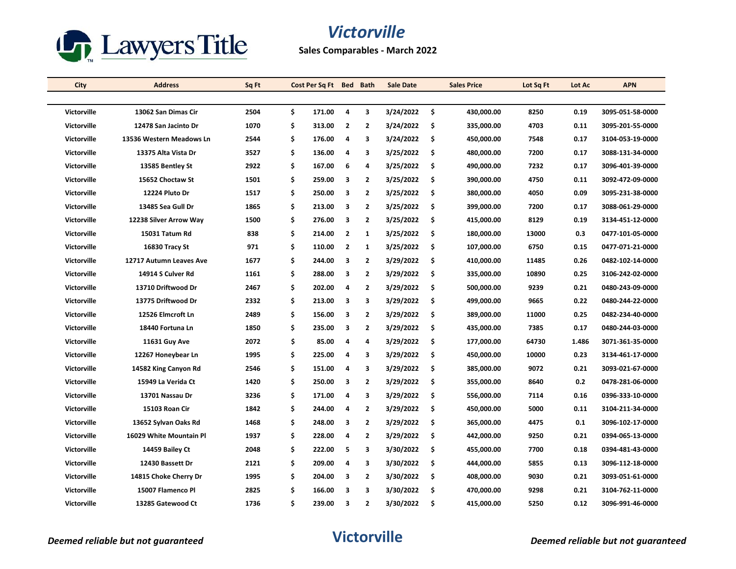# Victorville

**Sales Comparables - March 2022**

| City | Address | Sq Ft | Cost Per Sq Ft | Bed | Bath | Sale Date | Sales Price | Lot Sq Ft | Lot Ac | APN |
|---|---|---|---|---|---|---|---|---|---|---|
| Victorville | 13062 San Dimas Cir | 2504 | $ 171.00 | 4 | 3 | 3/24/2022 | $ 430,000.00 | 8250 | 0.19 | 3095-051-58-0000 |
| Victorville | 12478 San Jacinto Dr | 1070 | $ 313.00 | 2 | 2 | 3/24/2022 | $ 335,000.00 | 4703 | 0.11 | 3095-201-55-0000 |
| Victorville | 13536 Western Meadows Ln | 2544 | $ 176.00 | 4 | 3 | 3/24/2022 | $ 450,000.00 | 7548 | 0.17 | 3104-053-19-0000 |
| Victorville | 13375 Alta Vista Dr | 3527 | $ 136.00 | 4 | 3 | 3/25/2022 | $ 480,000.00 | 7200 | 0.17 | 3088-131-34-0000 |
| Victorville | 13585 Bentley St | 2922 | $ 167.00 | 6 | 4 | 3/25/2022 | $ 490,000.00 | 7232 | 0.17 | 3096-401-39-0000 |
| Victorville | 15652 Choctaw St | 1501 | $ 259.00 | 3 | 2 | 3/25/2022 | $ 390,000.00 | 4750 | 0.11 | 3092-472-09-0000 |
| Victorville | 12224 Pluto Dr | 1517 | $ 250.00 | 3 | 2 | 3/25/2022 | $ 380,000.00 | 4050 | 0.09 | 3095-231-38-0000 |
| Victorville | 13485 Sea Gull Dr | 1865 | $ 213.00 | 3 | 2 | 3/25/2022 | $ 399,000.00 | 7200 | 0.17 | 3088-061-29-0000 |
| Victorville | 12238 Silver Arrow Way | 1500 | $ 276.00 | 3 | 2 | 3/25/2022 | $ 415,000.00 | 8129 | 0.19 | 3134-451-12-0000 |
| Victorville | 15031 Tatum Rd | 838 | $ 214.00 | 2 | 1 | 3/25/2022 | $ 180,000.00 | 13000 | 0.3 | 0477-101-05-0000 |
| Victorville | 16830 Tracy St | 971 | $ 110.00 | 2 | 1 | 3/25/2022 | $ 107,000.00 | 6750 | 0.15 | 0477-071-21-0000 |
| Victorville | 12717 Autumn Leaves Ave | 1677 | $ 244.00 | 3 | 2 | 3/29/2022 | $ 410,000.00 | 11485 | 0.26 | 0482-102-14-0000 |
| Victorville | 14914 S Culver Rd | 1161 | $ 288.00 | 3 | 2 | 3/29/2022 | $ 335,000.00 | 10890 | 0.25 | 3106-242-02-0000 |
| Victorville | 13710 Driftwood Dr | 2467 | $ 202.00 | 4 | 2 | 3/29/2022 | $ 500,000.00 | 9239 | 0.21 | 0480-243-09-0000 |
| Victorville | 13775 Driftwood Dr | 2332 | $ 213.00 | 3 | 3 | 3/29/2022 | $ 499,000.00 | 9665 | 0.22 | 0480-244-22-0000 |
| Victorville | 12526 Elmcroft Ln | 2489 | $ 156.00 | 3 | 2 | 3/29/2022 | $ 389,000.00 | 11000 | 0.25 | 0482-234-40-0000 |
| Victorville | 18440 Fortuna Ln | 1850 | $ 235.00 | 3 | 2 | 3/29/2022 | $ 435,000.00 | 7385 | 0.17 | 0480-244-03-0000 |
| Victorville | 11631 Guy Ave | 2072 | $ 85.00 | 4 | 4 | 3/29/2022 | $ 177,000.00 | 64730 | 1.486 | 3071-361-35-0000 |
| Victorville | 12267 Honeybear Ln | 1995 | $ 225.00 | 4 | 3 | 3/29/2022 | $ 450,000.00 | 10000 | 0.23 | 3134-461-17-0000 |
| Victorville | 14582 King Canyon Rd | 2546 | $ 151.00 | 4 | 3 | 3/29/2022 | $ 385,000.00 | 9072 | 0.21 | 3093-021-67-0000 |
| Victorville | 15949 La Verida Ct | 1420 | $ 250.00 | 3 | 2 | 3/29/2022 | $ 355,000.00 | 8640 | 0.2 | 0478-281-06-0000 |
| Victorville | 13701 Nassau Dr | 3236 | $ 171.00 | 4 | 3 | 3/29/2022 | $ 556,000.00 | 7114 | 0.16 | 0396-333-10-0000 |
| Victorville | 15103 Roan Cir | 1842 | $ 244.00 | 4 | 2 | 3/29/2022 | $ 450,000.00 | 5000 | 0.11 | 3104-211-34-0000 |
| Victorville | 13652 Sylvan Oaks Rd | 1468 | $ 248.00 | 3 | 2 | 3/29/2022 | $ 365,000.00 | 4475 | 0.1 | 3096-102-17-0000 |
| Victorville | 16029 White Mountain Pl | 1937 | $ 228.00 | 4 | 2 | 3/29/2022 | $ 442,000.00 | 9250 | 0.21 | 0394-065-13-0000 |
| Victorville | 14459 Bailey Ct | 2048 | $ 222.00 | 5 | 3 | 3/30/2022 | $ 455,000.00 | 7700 | 0.18 | 0394-481-43-0000 |
| Victorville | 12430 Bassett Dr | 2121 | $ 209.00 | 4 | 3 | 3/30/2022 | $ 444,000.00 | 5855 | 0.13 | 3096-112-18-0000 |
| Victorville | 14815 Choke Cherry Dr | 1995 | $ 204.00 | 3 | 2 | 3/30/2022 | $ 408,000.00 | 9030 | 0.21 | 3093-051-61-0000 |
| Victorville | 15007 Flamenco Pl | 2825 | $ 166.00 | 3 | 3 | 3/30/2022 | $ 470,000.00 | 9298 | 0.21 | 3104-762-11-0000 |
| Victorville | 13285 Gatewood Ct | 1736 | $ 239.00 | 3 | 2 | 3/30/2022 | $ 415,000.00 | 5250 | 0.12 | 3096-991-46-0000 |

*Deemed reliable but not guaranteed*

**Victorville**

*Deemed reliable but not guaranteed*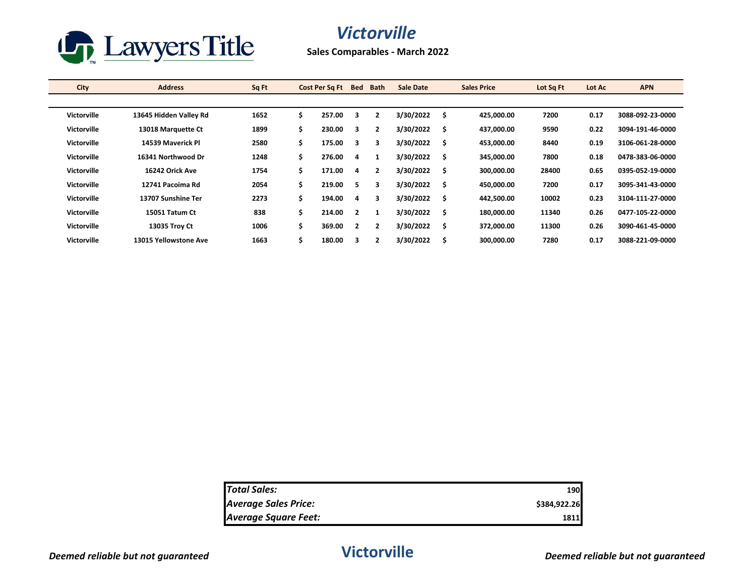Lawyers Title

# Victorville

**Sales Comparables - March 2022**

| City | Address | Sq Ft | Cost Per Sq Ft | Bed | Bath | Sale Date | Sales Price | Lot Sq Ft | Lot Ac | APN |
|---|---|---|---|---|---|---|---|---|---|---|
| Victorville | 13645 Hidden Valley Rd | 1652 | $ 257.00 | 3 | 2 | 3/30/2022 | $ 425,000.00 | 7200 | 0.17 | 3088-092-23-0000 |
| Victorville | 13018 Marquette Ct | 1899 | $ 230.00 | 3 | 2 | 3/30/2022 | $ 437,000.00 | 9590 | 0.22 | 3094-191-46-0000 |
| Victorville | 14539 Maverick Pl | 2580 | $ 175.00 | 3 | 3 | 3/30/2022 | $ 453,000.00 | 8440 | 0.19 | 3106-061-28-0000 |
| Victorville | 16341 Northwood Dr | 1248 | $ 276.00 | 4 | 1 | 3/30/2022 | $ 345,000.00 | 7800 | 0.18 | 0478-383-06-0000 |
| Victorville | 16242 Orick Ave | 1754 | $ 171.00 | 4 | 2 | 3/30/2022 | $ 300,000.00 | 28400 | 0.65 | 0395-052-19-0000 |
| Victorville | 12741 Pacoima Rd | 2054 | $ 219.00 | 5 | 3 | 3/30/2022 | $ 450,000.00 | 7200 | 0.17 | 3095-341-43-0000 |
| Victorville | 13707 Sunshine Ter | 2273 | $ 194.00 | 4 | 3 | 3/30/2022 | $ 442,500.00 | 10002 | 0.23 | 3104-111-27-0000 |
| Victorville | 15051 Tatum Ct | 838 | $ 214.00 | 2 | 1 | 3/30/2022 | $ 180,000.00 | 11340 | 0.26 | 0477-105-22-0000 |
| Victorville | 13035 Troy Ct | 1006 | $ 369.00 | 2 | 2 | 3/30/2022 | $ 372,000.00 | 11300 | 0.26 | 3090-461-45-0000 |
| Victorville | 13015 Yellowstone Ave | 1663 | $ 180.00 | 3 | 2 | 3/30/2022 | $ 300,000.00 | 7280 | 0.17 | 3088-221-09-0000 |

| | |
|---|---|
| ***Total Sales:*** | **190** |
| ***Average Sales Price:*** | **$384,922.26** |
| ***Average Square Feet:*** | **1811** |

*Deemed reliable but not guaranteed* **Victorville** *Deemed reliable but not guaranteed*